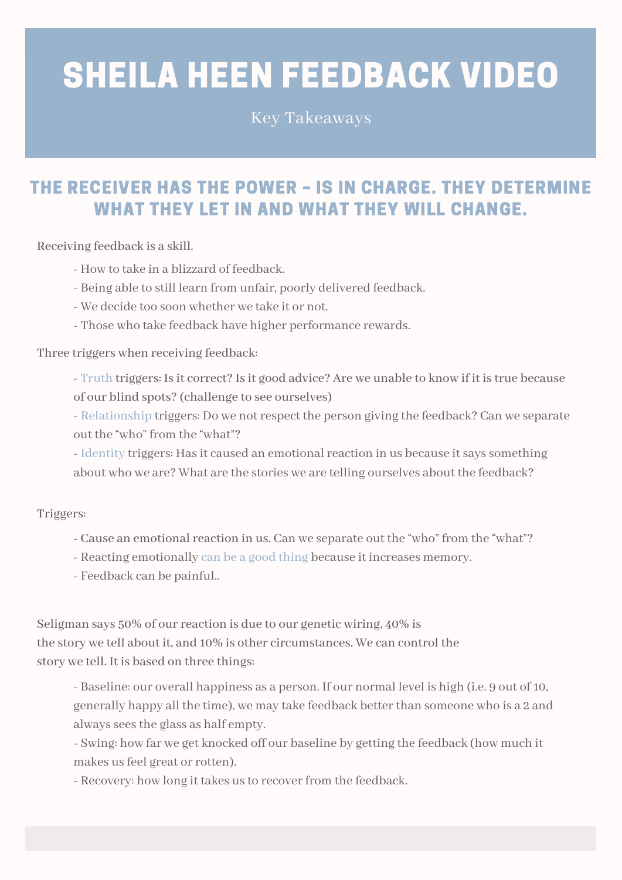# SHEILA HEEN FEEDBACK VIDEO

Key Takeaways

## THE RECEIVER HAS THE POWER - IS IN CHARGE. THEY DETERMINE WHAT THEY LET IN AND WHAT THEY WILL CHANGE.

Receiving feedback is a skill.

- How to take in a blizzard of feedback.
- Being able to still learn from unfair, poorly delivered feedback.
- We decide too soon whether we take it or not.
- Those who take feedback have higher performance rewards.

Three triggers when receiving feedback:

- Truth triggers: Is it correct? Is it good advice? Are we unable to know if it is true because of our blind spots? (challenge to see ourselves)
- Relationship triggers: Do we not respect the person giving the feedback? Can we separate out the "who" from the "what"?
- Identity triggers: Has it caused an emotional reaction in us because it says something about who we are? What are the stories we are telling ourselves about the feedback?

Triggers:

- Cause an emotional reaction in us. Can we separate out the "who" from the "what"?
- Reacting emotionally can be a good thing because it increases memory.
- Feedback can be painful..

Seligman says 50% of our reaction is due to our genetic wiring, 40% is the story we tell about it, and 10% is other circumstances. We can control the story we tell. It is based on three things:

- Baseline: our overall happiness as a person. If our normal level is high (i.e. 9 out of 10, generally happy all the time), we may take feedback better than someone who is a 2 and always sees the glass as half empty.
- Swing: how far we get knocked off our baseline by getting the feedback (how much it makes us feel great or rotten).
- Recovery: how long it takes us to recover from the feedback.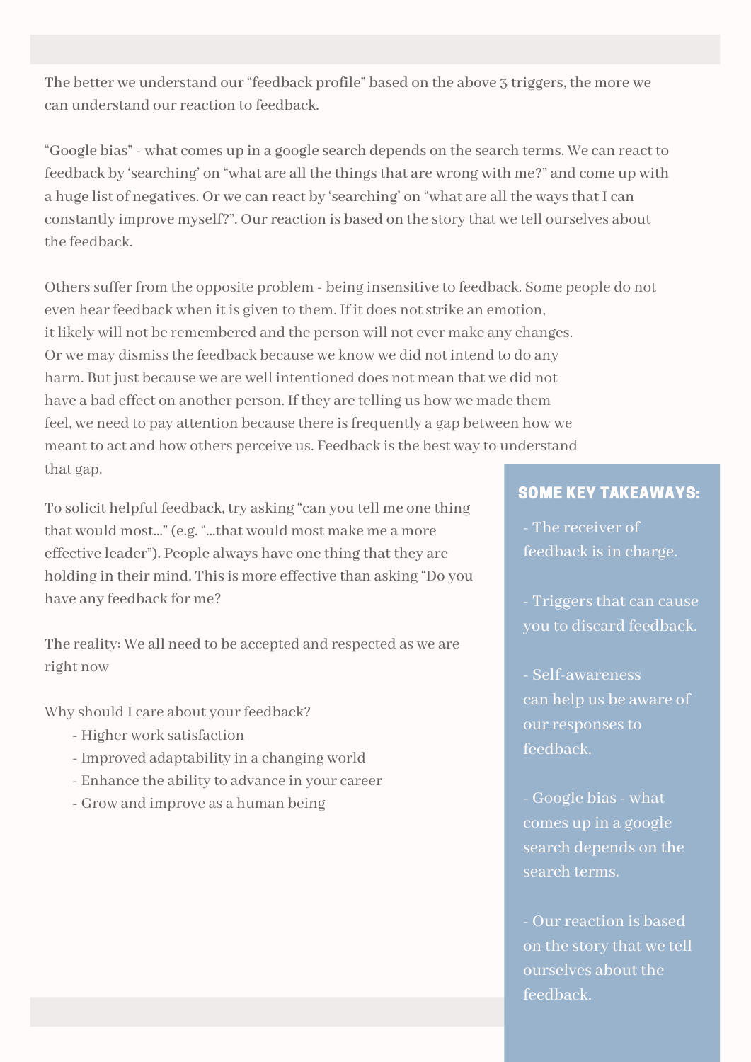The better we understand our "feedback profile" based on the above 3 triggers, the more we can understand our reaction to feedback.

"Google bias" - what comes up in a google search depends on the search terms. We can react to feedback by 'searching' on "what are all the things that are wrong with me?" and come up with a huge list of negatives. Or we can react by 'searching' on "what are all the ways that I can constantly improve myself?". Our reaction is based on the story that we tell ourselves about the feedback.

Others suffer from the opposite problem - being insensitive to feedback. Some people do not even hear feedback when it is given to them. If it does not strike an emotion, it likely will not be remembered and the person will not ever make any changes. Or we may dismiss the feedback because we know we did not intend to do any harm. But just because we are well intentioned does not mean that we did not have a bad effect on another person. If they are telling us how we made them feel, we need to pay attention because there is frequently a gap between how we meant to act and how others perceive us. Feedback is the best way to understand that gap.

To solicit helpful feedback, try asking "can you tell me one thing that would most..." (e.g. "...that would most make me a more effective leader"). People always have one thing that they are holding in their mind. This is more effective than asking "Do you have any feedback for me?

The reality: We all need to be accepted and respected as we are right now

Why should I care about your feedback?

- Higher work satisfaction
- Improved adaptability in a changing world
- Enhance the ability to advance in your career
- Grow and improve as a human being

## SOME KEY TAKEAWAYS:

- The receiver of feedback is in charge.
- Triggers that can cause you to discard feedback.
- Self-awareness can help us be aware of our responses to feedback.
- Google bias - what comes up in a google search depends on the search terms.
- Our reaction is based on the story that we tell ourselves about the feedback.